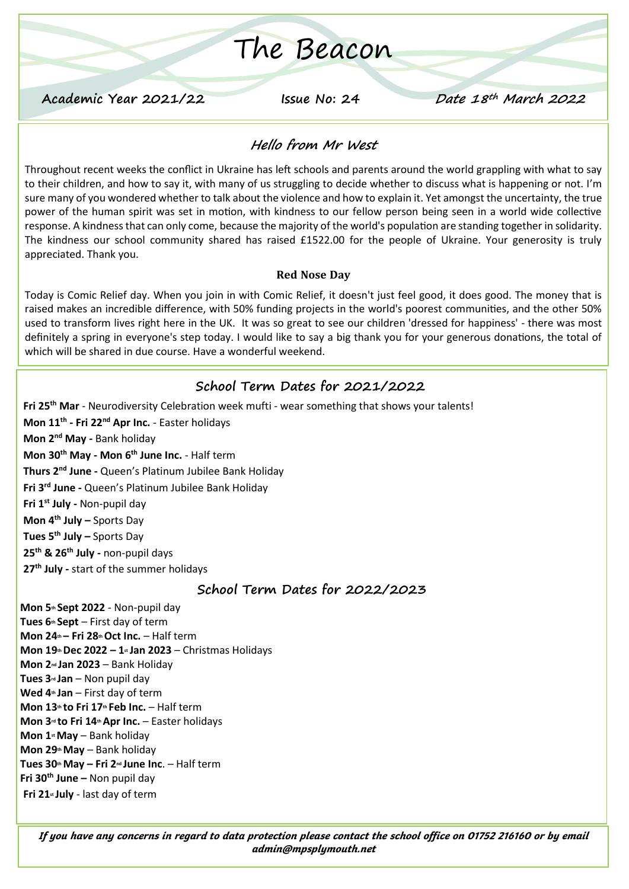# The Beacon

**Academic Year 2021/22** **Issue No: 24** ***Date 18th March 2022***

## Hello from Mr West

Throughout recent weeks the conflict in Ukraine has left schools and parents around the world grappling with what to say to their children, and how to say it, with many of us struggling to decide whether to discuss what is happening or not. I'm sure many of you wondered whether to talk about the violence and how to explain it. Yet amongst the uncertainty, the true power of the human spirit was set in motion, with kindness to our fellow person being seen in a world wide collective response. A kindness that can only come, because the majority of the world's population are standing together in solidarity. The kindness our school community shared has raised £1522.00 for the people of Ukraine. Your generosity is truly appreciated. Thank you.

### Red Nose Day

Today is Comic Relief day. When you join in with Comic Relief, it doesn't just feel good, it does good. The money that is raised makes an incredible difference, with 50% funding projects in the world's poorest communities, and the other 50% used to transform lives right here in the UK. It was so great to see our children 'dressed for happiness' - there was most definitely a spring in everyone's step today. I would like to say a big thank you for your generous donations, the total of which will be shared in due course. Have a wonderful weekend.

## School Term Dates for 2021/2022

**Fri 25th Mar** - Neurodiversity Celebration week mufti - wear something that shows your talents!
**Mon 11th - Fri 22nd Apr Inc.** - Easter holidays
**Mon 2nd May -** Bank holiday
**Mon 30th May - Mon 6th June Inc.** - Half term
**Thurs 2nd June -** Queen's Platinum Jubilee Bank Holiday
**Fri 3rd June -** Queen's Platinum Jubilee Bank Holiday
**Fri 1st July -** Non-pupil day
**Mon 4th July –** Sports Day
**Tues 5th July –** Sports Day
**25th & 26th July -** non-pupil days
**27th July -** start of the summer holidays

## School Term Dates for 2022/2023

**Mon 5th Sept 2022** - Non-pupil day
**Tues 6th Sept** – First day of term
**Mon 24th – Fri 28th Oct Inc.** – Half term
**Mon 19th Dec 2022 – 1st Jan 2023** – Christmas Holidays
**Mon 2nd Jan 2023** – Bank Holiday
**Tues 3rd Jan** – Non pupil day
**Wed 4th Jan** – First day of term
**Mon 13th to Fri 17th Feb Inc.** – Half term
**Mon 3rd to Fri 14th Apr Inc.** – Easter holidays
**Mon 1st May** – Bank holiday
**Mon 29th May** – Bank holiday
**Tues 30th May – Fri 2nd June Inc**. – Half term
**Fri 30th June –** Non pupil day
**Fri 21st July** - last day of term

***If you have any concerns in regard to data protection please contact the school office on 01752 216160 or by email admin@mpsplymouth.net***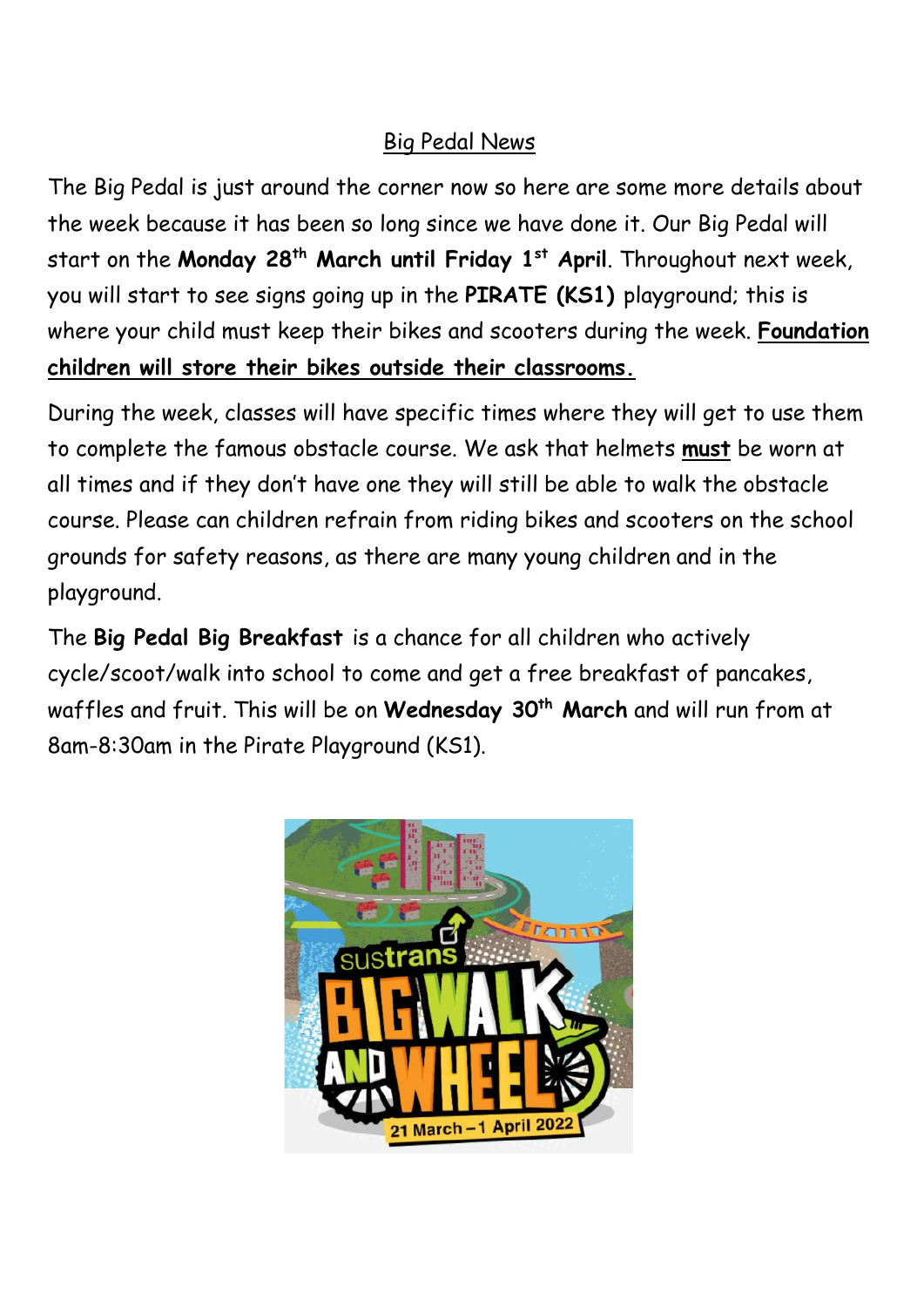## Big Pedal News

The Big Pedal is just around the corner now so here are some more details about the week because it has been so long since we have done it. Our Big Pedal will start on the **Monday 28th March until Friday 1st April**. Throughout next week, you will start to see signs going up in the **PIRATE (KS1)** playground; this is where your child must keep their bikes and scooters during the week. **Foundation children will store their bikes outside their classrooms.**

During the week, classes will have specific times where they will get to use them to complete the famous obstacle course. We ask that helmets **must** be worn at all times and if they don't have one they will still be able to walk the obstacle course. Please can children refrain from riding bikes and scooters on the school grounds for safety reasons, as there are many young children and in the playground.

The **Big Pedal Big Breakfast** is a chance for all children who actively cycle/scoot/walk into school to come and get a free breakfast of pancakes, waffles and fruit. This will be on **Wednesday 30th March** and will run from at 8am-8:30am in the Pirate Playground (KS1).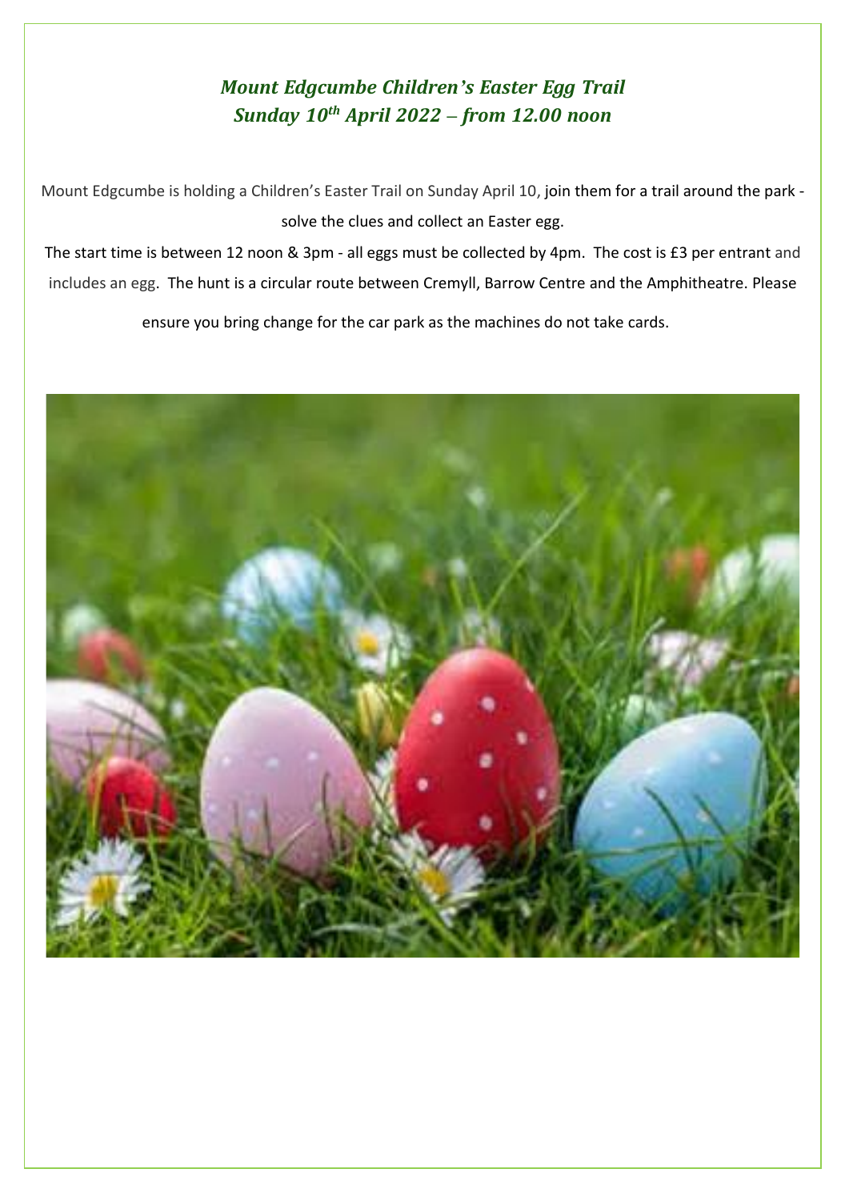## *Mount Edgcumbe Children's Easter Egg Trail*
## *Sunday 10th April 2022 – from 12.00 noon*

Mount Edgcumbe is holding a Children's Easter Trail on Sunday April 10, join them for a trail around the park - solve the clues and collect an Easter egg.

The start time is between 12 noon & 3pm - all eggs must be collected by 4pm. The cost is £3 per entrant and includes an egg. The hunt is a circular route between Cremyll, Barrow Centre and the Amphitheatre. Please ensure you bring change for the car park as the machines do not take cards.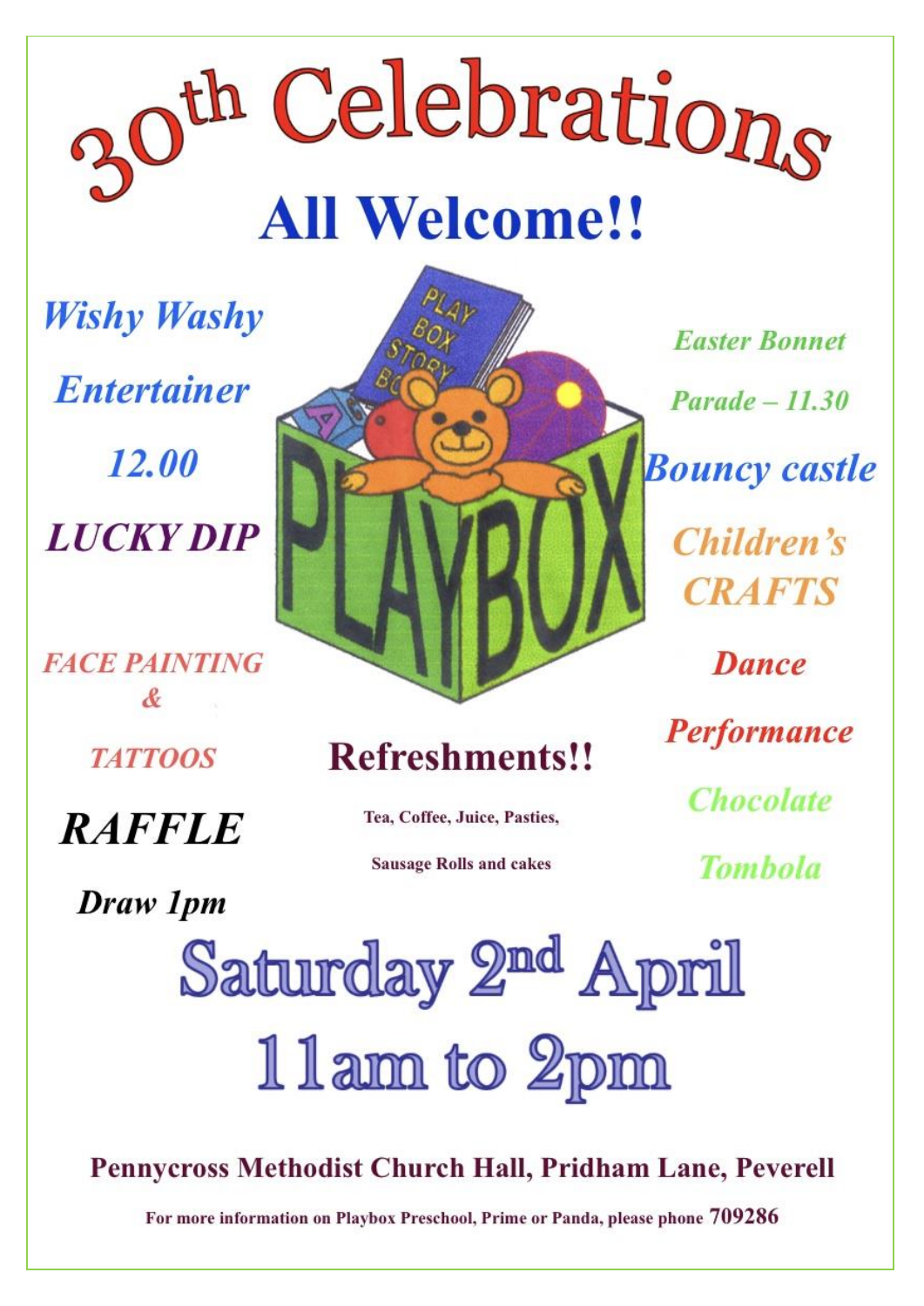# 30th Celebrations

## All Welcome!!

*Wishy Washy Entertainer 12.00*

*LUCKY DIP*

*FACE PAINTING & TATTOOS*

***RAFFLE***

***Draw 1pm***

*Easter Bonnet Parade – 11.30*

*Bouncy castle*

*Children's CRAFTS*

*Dance Performance*

*Chocolate Tombola*

**Refreshments!!**

**Tea, Coffee, Juice, Pasties, Sausage Rolls and cakes**

# Saturday 2nd April 11am to 2pm

**Pennycross Methodist Church Hall, Pridham Lane, Peverell**

**For more information on Playbox Preschool, Prime or Panda, please phone 709286**